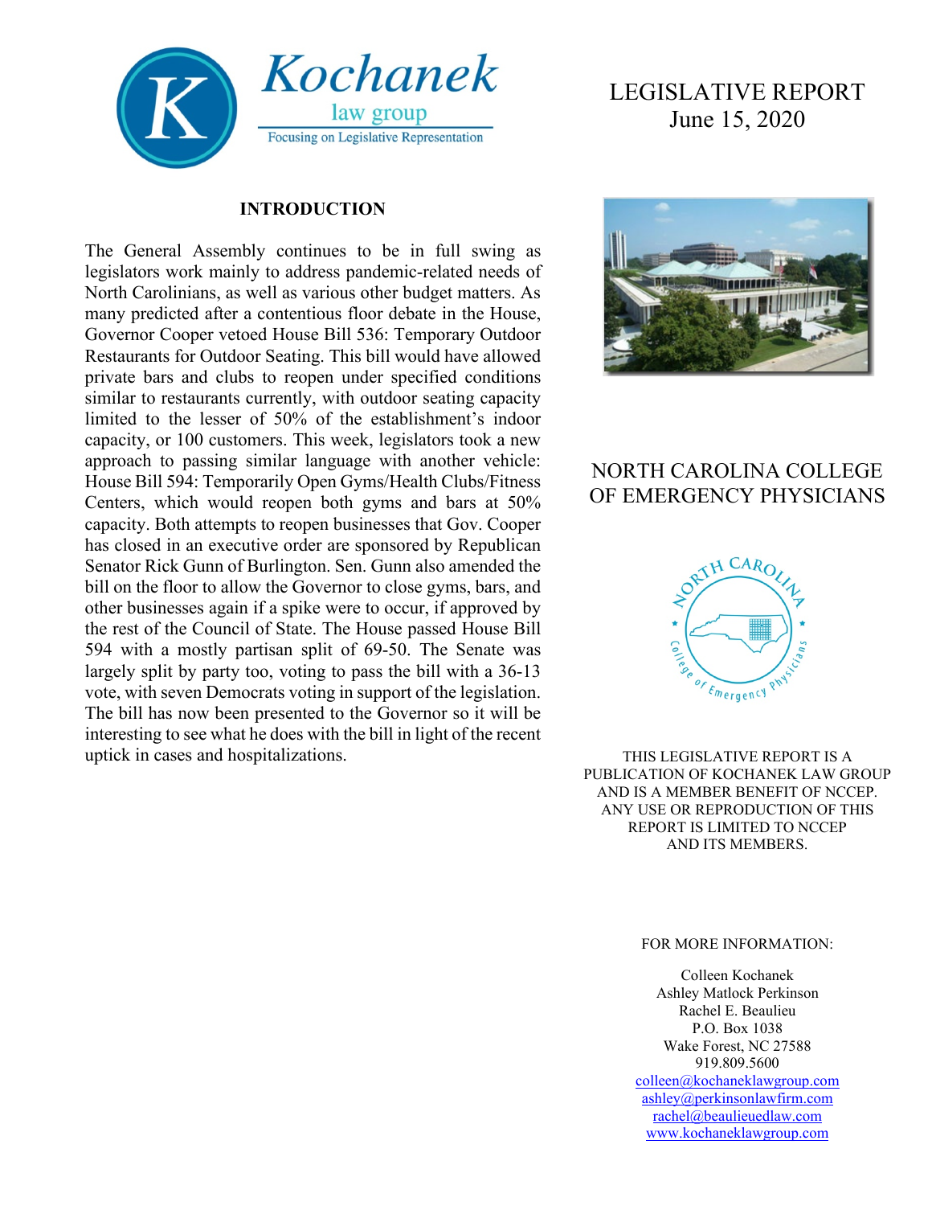**Kochanek** law group
Focusing on Legislative Representation

# LEGISLATIVE REPORT
June 15, 2020

## INTRODUCTION

The General Assembly continues to be in full swing as legislators work mainly to address pandemic-related needs of North Carolinians, as well as various other budget matters. As many predicted after a contentious floor debate in the House, Governor Cooper vetoed House Bill 536: Temporary Outdoor Restaurants for Outdoor Seating. This bill would have allowed private bars and clubs to reopen under specified conditions similar to restaurants currently, with outdoor seating capacity limited to the lesser of 50% of the establishment's indoor capacity, or 100 customers. This week, legislators took a new approach to passing similar language with another vehicle: House Bill 594: Temporarily Open Gyms/Health Clubs/Fitness Centers, which would reopen both gyms and bars at 50% capacity. Both attempts to reopen businesses that Gov. Cooper has closed in an executive order are sponsored by Republican Senator Rick Gunn of Burlington. Sen. Gunn also amended the bill on the floor to allow the Governor to close gyms, bars, and other businesses again if a spike were to occur, if approved by the rest of the Council of State. The House passed House Bill 594 with a mostly partisan split of 69-50. The Senate was largely split by party too, voting to pass the bill with a 36-13 vote, with seven Democrats voting in support of the legislation. The bill has now been presented to the Governor so it will be interesting to see what he does with the bill in light of the recent uptick in cases and hospitalizations.

## NORTH CAROLINA COLLEGE OF EMERGENCY PHYSICIANS

THIS LEGISLATIVE REPORT IS A PUBLICATION OF KOCHANEK LAW GROUP AND IS A MEMBER BENEFIT OF NCCEP. ANY USE OR REPRODUCTION OF THIS REPORT IS LIMITED TO NCCEP AND ITS MEMBERS.

FOR MORE INFORMATION:

Colleen Kochanek
Ashley Matlock Perkinson
Rachel E. Beaulieu
P.O. Box 1038
Wake Forest, NC 27588
919.809.5600
colleen@kochaneklawgroup.com
ashley@perkinsonlawfirm.com
rachel@beaulieuedlaw.com
www.kochaneklawgroup.com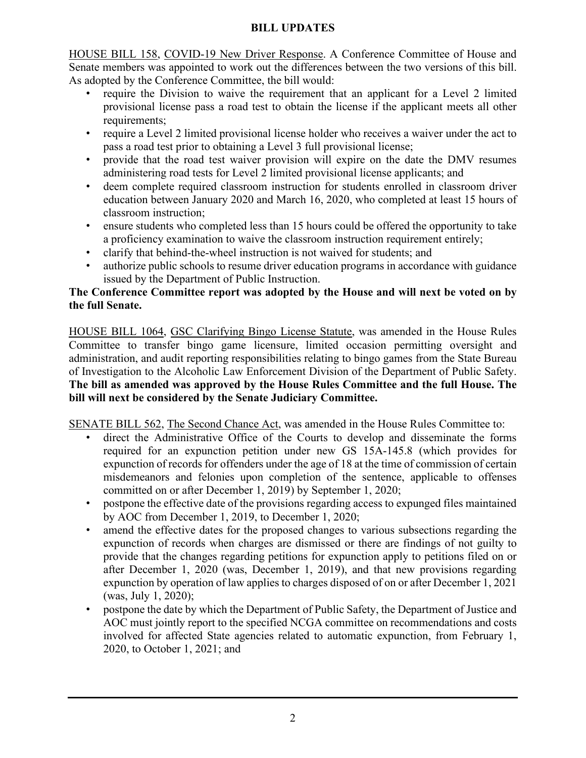**BILL UPDATES**

HOUSE BILL 158, COVID-19 New Driver Response. A Conference Committee of House and Senate members was appointed to work out the differences between the two versions of this bill. As adopted by the Conference Committee, the bill would:

- require the Division to waive the requirement that an applicant for a Level 2 limited provisional license pass a road test to obtain the license if the applicant meets all other requirements;
- require a Level 2 limited provisional license holder who receives a waiver under the act to pass a road test prior to obtaining a Level 3 full provisional license;
- provide that the road test waiver provision will expire on the date the DMV resumes administering road tests for Level 2 limited provisional license applicants; and
- deem complete required classroom instruction for students enrolled in classroom driver education between January 2020 and March 16, 2020, who completed at least 15 hours of classroom instruction;
- ensure students who completed less than 15 hours could be offered the opportunity to take a proficiency examination to waive the classroom instruction requirement entirely;
- clarify that behind-the-wheel instruction is not waived for students; and
- authorize public schools to resume driver education programs in accordance with guidance issued by the Department of Public Instruction.

**The Conference Committee report was adopted by the House and will next be voted on by the full Senate.**

HOUSE BILL 1064, GSC Clarifying Bingo License Statute, was amended in the House Rules Committee to transfer bingo game licensure, limited occasion permitting oversight and administration, and audit reporting responsibilities relating to bingo games from the State Bureau of Investigation to the Alcoholic Law Enforcement Division of the Department of Public Safety. **The bill as amended was approved by the House Rules Committee and the full House. The bill will next be considered by the Senate Judiciary Committee.**

SENATE BILL 562, The Second Chance Act, was amended in the House Rules Committee to:

- direct the Administrative Office of the Courts to develop and disseminate the forms required for an expunction petition under new GS 15A-145.8 (which provides for expunction of records for offenders under the age of 18 at the time of commission of certain misdemeanors and felonies upon completion of the sentence, applicable to offenses committed on or after December 1, 2019) by September 1, 2020;
- postpone the effective date of the provisions regarding access to expunged files maintained by AOC from December 1, 2019, to December 1, 2020;
- amend the effective dates for the proposed changes to various subsections regarding the expunction of records when charges are dismissed or there are findings of not guilty to provide that the changes regarding petitions for expunction apply to petitions filed on or after December 1, 2020 (was, December 1, 2019), and that new provisions regarding expunction by operation of law applies to charges disposed of on or after December 1, 2021 (was, July 1, 2020);
- postpone the date by which the Department of Public Safety, the Department of Justice and AOC must jointly report to the specified NCGA committee on recommendations and costs involved for affected State agencies related to automatic expunction, from February 1, 2020, to October 1, 2021; and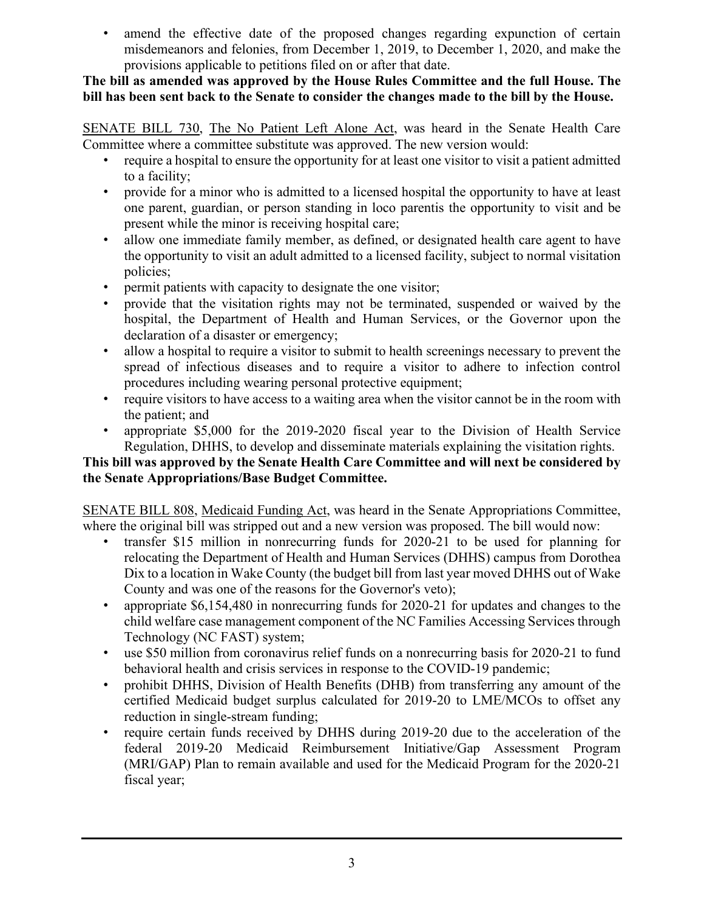- amend the effective date of the proposed changes regarding expunction of certain misdemeanors and felonies, from December 1, 2019, to December 1, 2020, and make the provisions applicable to petitions filed on or after that date.

**The bill as amended was approved by the House Rules Committee and the full House. The bill has been sent back to the Senate to consider the changes made to the bill by the House.**

SENATE BILL 730, The No Patient Left Alone Act, was heard in the Senate Health Care Committee where a committee substitute was approved. The new version would:

- require a hospital to ensure the opportunity for at least one visitor to visit a patient admitted to a facility;
- provide for a minor who is admitted to a licensed hospital the opportunity to have at least one parent, guardian, or person standing in loco parentis the opportunity to visit and be present while the minor is receiving hospital care;
- allow one immediate family member, as defined, or designated health care agent to have the opportunity to visit an adult admitted to a licensed facility, subject to normal visitation policies;
- permit patients with capacity to designate the one visitor;
- provide that the visitation rights may not be terminated, suspended or waived by the hospital, the Department of Health and Human Services, or the Governor upon the declaration of a disaster or emergency;
- allow a hospital to require a visitor to submit to health screenings necessary to prevent the spread of infectious diseases and to require a visitor to adhere to infection control procedures including wearing personal protective equipment;
- require visitors to have access to a waiting area when the visitor cannot be in the room with the patient; and
- appropriate $5,000 for the 2019-2020 fiscal year to the Division of Health Service Regulation, DHHS, to develop and disseminate materials explaining the visitation rights.

**This bill was approved by the Senate Health Care Committee and will next be considered by the Senate Appropriations/Base Budget Committee.**

SENATE BILL 808, Medicaid Funding Act, was heard in the Senate Appropriations Committee, where the original bill was stripped out and a new version was proposed. The bill would now:

- transfer $15 million in nonrecurring funds for 2020-21 to be used for planning for relocating the Department of Health and Human Services (DHHS) campus from Dorothea Dix to a location in Wake County (the budget bill from last year moved DHHS out of Wake County and was one of the reasons for the Governor's veto);
- appropriate $6,154,480 in nonrecurring funds for 2020-21 for updates and changes to the child welfare case management component of the NC Families Accessing Services through Technology (NC FAST) system;
- use $50 million from coronavirus relief funds on a nonrecurring basis for 2020-21 to fund behavioral health and crisis services in response to the COVID-19 pandemic;
- prohibit DHHS, Division of Health Benefits (DHB) from transferring any amount of the certified Medicaid budget surplus calculated for 2019-20 to LME/MCOs to offset any reduction in single-stream funding;
- require certain funds received by DHHS during 2019-20 due to the acceleration of the federal 2019-20 Medicaid Reimbursement Initiative/Gap Assessment Program (MRI/GAP) Plan to remain available and used for the Medicaid Program for the 2020-21 fiscal year;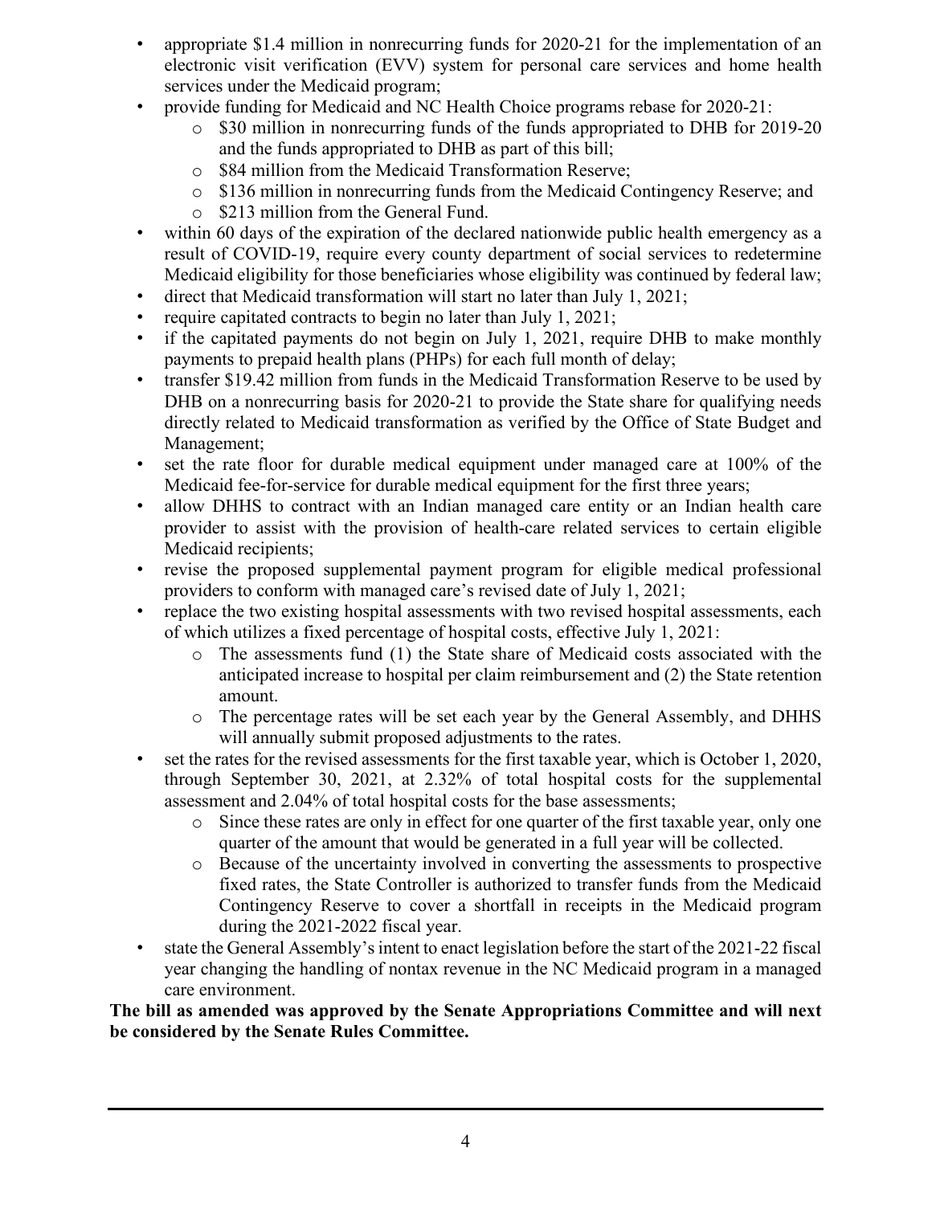- appropriate \$1.4 million in nonrecurring funds for 2020-21 for the implementation of an electronic visit verification (EVV) system for personal care services and home health services under the Medicaid program;
- provide funding for Medicaid and NC Health Choice programs rebase for 2020-21:
  - \$30 million in nonrecurring funds of the funds appropriated to DHB for 2019-20 and the funds appropriated to DHB as part of this bill;
  - \$84 million from the Medicaid Transformation Reserve;
  - \$136 million in nonrecurring funds from the Medicaid Contingency Reserve; and
  - \$213 million from the General Fund.
- within 60 days of the expiration of the declared nationwide public health emergency as a result of COVID-19, require every county department of social services to redetermine Medicaid eligibility for those beneficiaries whose eligibility was continued by federal law;
- direct that Medicaid transformation will start no later than July 1, 2021;
- require capitated contracts to begin no later than July 1, 2021;
- if the capitated payments do not begin on July 1, 2021, require DHB to make monthly payments to prepaid health plans (PHPs) for each full month of delay;
- transfer \$19.42 million from funds in the Medicaid Transformation Reserve to be used by DHB on a nonrecurring basis for 2020-21 to provide the State share for qualifying needs directly related to Medicaid transformation as verified by the Office of State Budget and Management;
- set the rate floor for durable medical equipment under managed care at 100% of the Medicaid fee-for-service for durable medical equipment for the first three years;
- allow DHHS to contract with an Indian managed care entity or an Indian health care provider to assist with the provision of health-care related services to certain eligible Medicaid recipients;
- revise the proposed supplemental payment program for eligible medical professional providers to conform with managed care's revised date of July 1, 2021;
- replace the two existing hospital assessments with two revised hospital assessments, each of which utilizes a fixed percentage of hospital costs, effective July 1, 2021:
  - The assessments fund (1) the State share of Medicaid costs associated with the anticipated increase to hospital per claim reimbursement and (2) the State retention amount.
  - The percentage rates will be set each year by the General Assembly, and DHHS will annually submit proposed adjustments to the rates.
- set the rates for the revised assessments for the first taxable year, which is October 1, 2020, through September 30, 2021, at 2.32% of total hospital costs for the supplemental assessment and 2.04% of total hospital costs for the base assessments;
  - Since these rates are only in effect for one quarter of the first taxable year, only one quarter of the amount that would be generated in a full year will be collected.
  - Because of the uncertainty involved in converting the assessments to prospective fixed rates, the State Controller is authorized to transfer funds from the Medicaid Contingency Reserve to cover a shortfall in receipts in the Medicaid program during the 2021-2022 fiscal year.
- state the General Assembly's intent to enact legislation before the start of the 2021-22 fiscal year changing the handling of nontax revenue in the NC Medicaid program in a managed care environment.

**The bill as amended was approved by the Senate Appropriations Committee and will next be considered by the Senate Rules Committee.**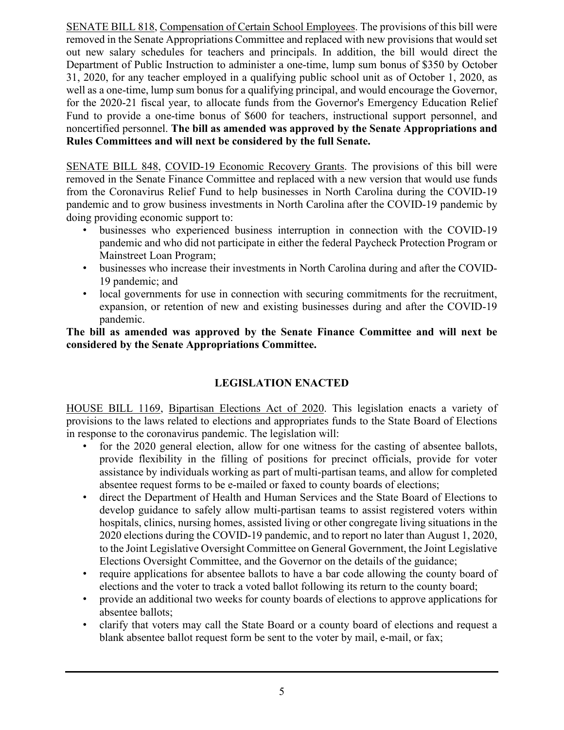SENATE BILL 818, Compensation of Certain School Employees. The provisions of this bill were removed in the Senate Appropriations Committee and replaced with new provisions that would set out new salary schedules for teachers and principals. In addition, the bill would direct the Department of Public Instruction to administer a one-time, lump sum bonus of $350 by October 31, 2020, for any teacher employed in a qualifying public school unit as of October 1, 2020, as well as a one-time, lump sum bonus for a qualifying principal, and would encourage the Governor, for the 2020-21 fiscal year, to allocate funds from the Governor's Emergency Education Relief Fund to provide a one-time bonus of $600 for teachers, instructional support personnel, and noncertified personnel. **The bill as amended was approved by the Senate Appropriations and Rules Committees and will next be considered by the full Senate.**

SENATE BILL 848, COVID-19 Economic Recovery Grants. The provisions of this bill were removed in the Senate Finance Committee and replaced with a new version that would use funds from the Coronavirus Relief Fund to help businesses in North Carolina during the COVID-19 pandemic and to grow business investments in North Carolina after the COVID-19 pandemic by doing providing economic support to:

- businesses who experienced business interruption in connection with the COVID-19 pandemic and who did not participate in either the federal Paycheck Protection Program or Mainstreet Loan Program;
- businesses who increase their investments in North Carolina during and after the COVID-19 pandemic; and
- local governments for use in connection with securing commitments for the recruitment, expansion, or retention of new and existing businesses during and after the COVID-19 pandemic.

**The bill as amended was approved by the Senate Finance Committee and will next be considered by the Senate Appropriations Committee.**

## LEGISLATION ENACTED

HOUSE BILL 1169, Bipartisan Elections Act of 2020. This legislation enacts a variety of provisions to the laws related to elections and appropriates funds to the State Board of Elections in response to the coronavirus pandemic. The legislation will:

- for the 2020 general election, allow for one witness for the casting of absentee ballots, provide flexibility in the filling of positions for precinct officials, provide for voter assistance by individuals working as part of multi-partisan teams, and allow for completed absentee request forms to be e-mailed or faxed to county boards of elections;
- direct the Department of Health and Human Services and the State Board of Elections to develop guidance to safely allow multi-partisan teams to assist registered voters within hospitals, clinics, nursing homes, assisted living or other congregate living situations in the 2020 elections during the COVID-19 pandemic, and to report no later than August 1, 2020, to the Joint Legislative Oversight Committee on General Government, the Joint Legislative Elections Oversight Committee, and the Governor on the details of the guidance;
- require applications for absentee ballots to have a bar code allowing the county board of elections and the voter to track a voted ballot following its return to the county board;
- provide an additional two weeks for county boards of elections to approve applications for absentee ballots;
- clarify that voters may call the State Board or a county board of elections and request a blank absentee ballot request form be sent to the voter by mail, e-mail, or fax;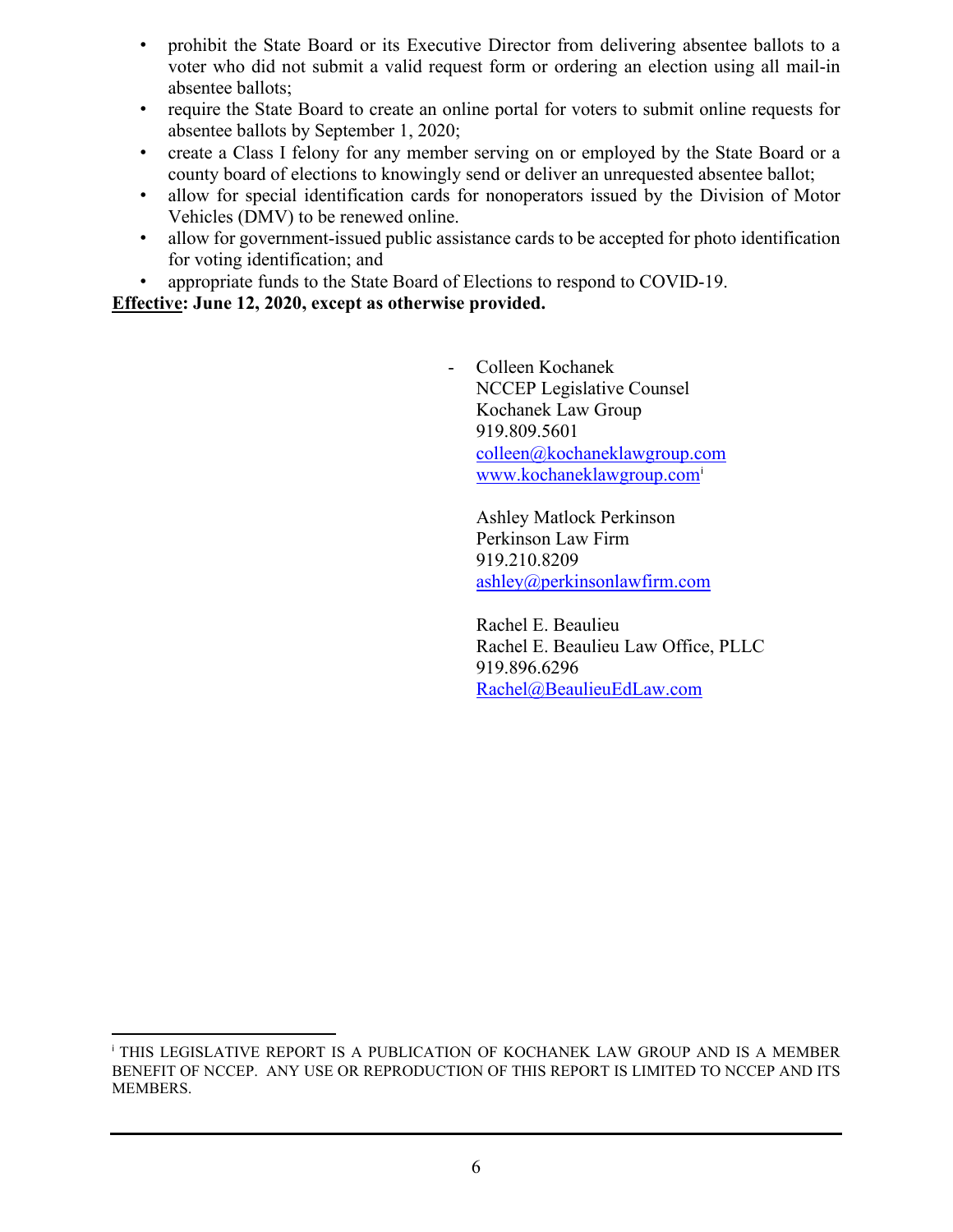- prohibit the State Board or its Executive Director from delivering absentee ballots to a voter who did not submit a valid request form or ordering an election using all mail-in absentee ballots;
- require the State Board to create an online portal for voters to submit online requests for absentee ballots by September 1, 2020;
- create a Class I felony for any member serving on or employed by the State Board or a county board of elections to knowingly send or deliver an unrequested absentee ballot;
- allow for special identification cards for nonoperators issued by the Division of Motor Vehicles (DMV) to be renewed online.
- allow for government-issued public assistance cards to be accepted for photo identification for voting identification; and
- appropriate funds to the State Board of Elections to respond to COVID-19.

**Effective: June 12, 2020, except as otherwise provided.**

\- Colleen Kochanek
NCCEP Legislative Counsel
Kochanek Law Group
919.809.5601
colleen@kochaneklawgroup.com
www.kochaneklawgroup.com[i]

Ashley Matlock Perkinson
Perkinson Law Firm
919.210.8209
ashley@perkinsonlawfirm.com

Rachel E. Beaulieu
Rachel E. Beaulieu Law Office, PLLC
919.896.6296
Rachel@BeaulieuEdLaw.com

---

[i] THIS LEGISLATIVE REPORT IS A PUBLICATION OF KOCHANEK LAW GROUP AND IS A MEMBER BENEFIT OF NCCEP. ANY USE OR REPRODUCTION OF THIS REPORT IS LIMITED TO NCCEP AND ITS MEMBERS.